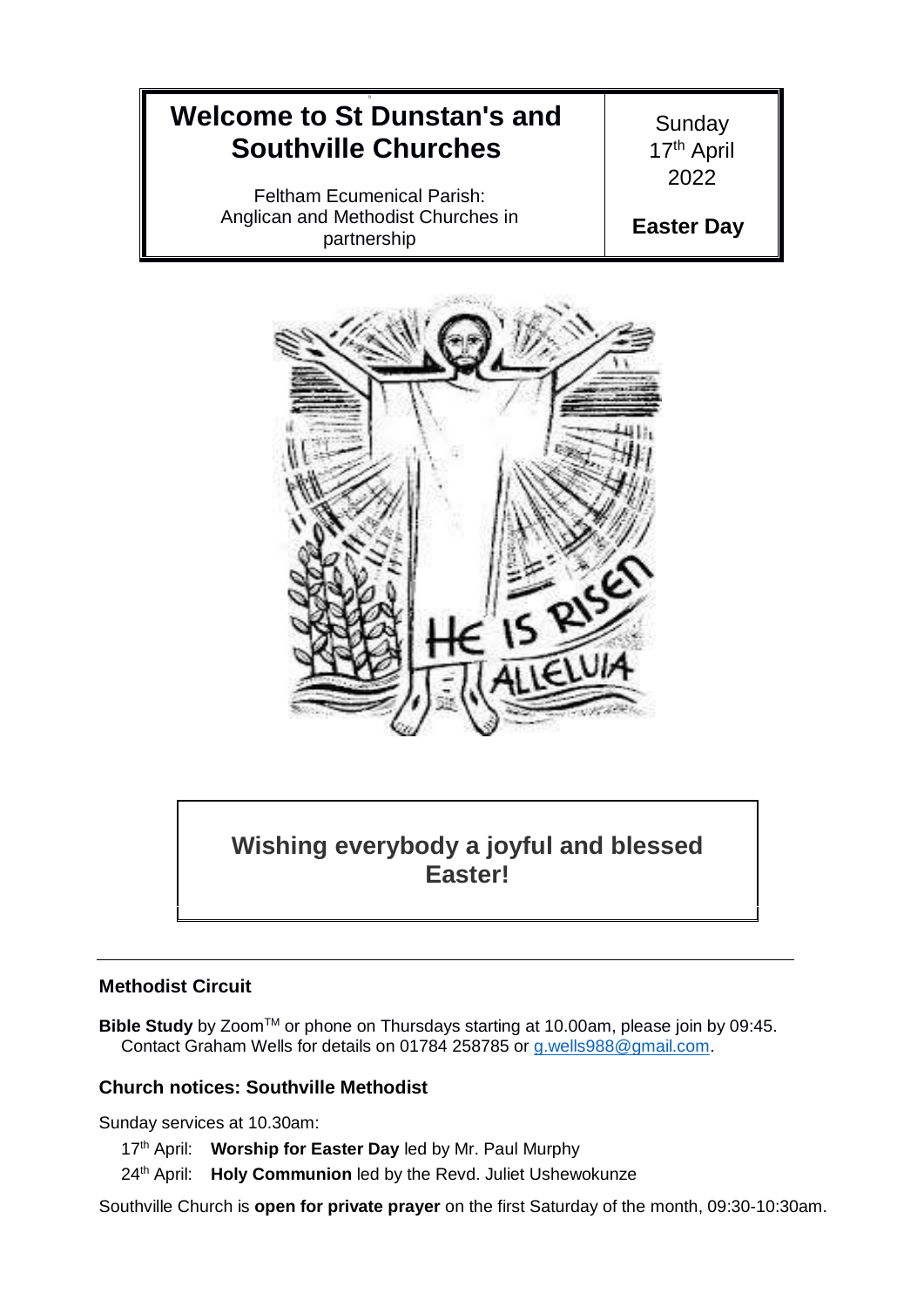# Welcome to St Dunstan's and Southville Churches

Feltham Ecumenical Parish:
Anglican and Methodist Churches in partnership

Sunday 17th April 2022

**Easter Day**

## Wishing everybody a joyful and blessed Easter!

---

### Methodist Circuit

**Bible Study** by Zoom™ or phone on Thursdays starting at 10.00am, please join by 09:45. Contact Graham Wells for details on 01784 258785 or g.wells988@gmail.com.

### Church notices: Southville Methodist

Sunday services at 10.30am:

- 17th April: **Worship for Easter Day** led by Mr. Paul Murphy
- 24th April: **Holy Communion** led by the Revd. Juliet Ushewokunze

Southville Church is **open for private prayer** on the first Saturday of the month, 09:30-10:30am.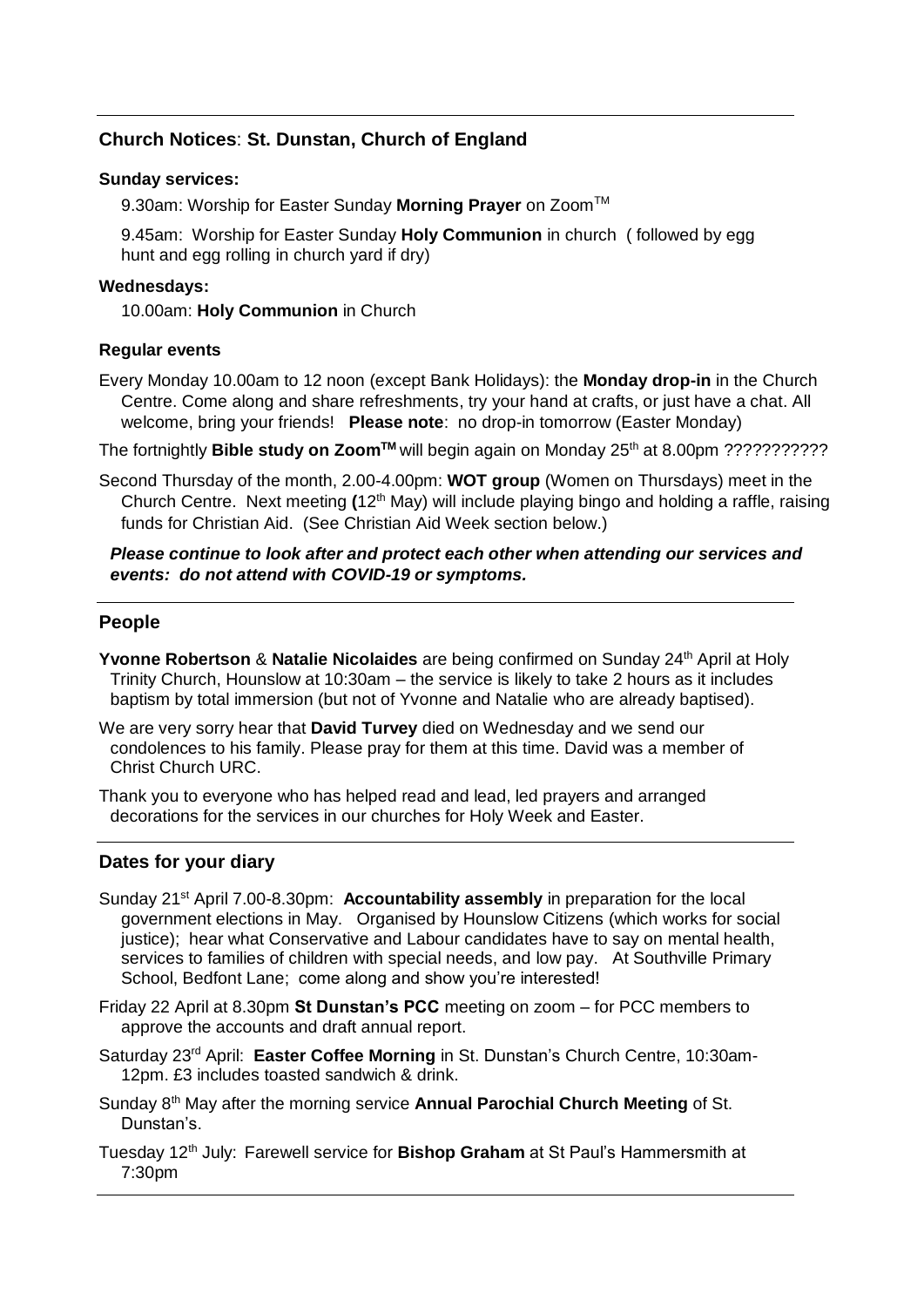## Church Notices: St. Dunstan, Church of England

**Sunday services:**

9.30am: Worship for Easter Sunday **Morning Prayer** on Zoom™

9.45am: Worship for Easter Sunday **Holy Communion** in church ( followed by egg hunt and egg rolling in church yard if dry)

**Wednesdays:**

10.00am: **Holy Communion** in Church

**Regular events**

Every Monday 10.00am to 12 noon (except Bank Holidays): the **Monday drop-in** in the Church Centre. Come along and share refreshments, try your hand at crafts, or just have a chat. All welcome, bring your friends! **Please note**: no drop-in tomorrow (Easter Monday)

The fortnightly **Bible study on Zoom™** will begin again on Monday 25th at 8.00pm ???????????

Second Thursday of the month, 2.00-4.00pm: **WOT group** (Women on Thursdays) meet in the Church Centre. Next meeting **(**12th May) will include playing bingo and holding a raffle, raising funds for Christian Aid. (See Christian Aid Week section below.)

***Please continue to look after and protect each other when attending our services and events: do not attend with COVID-19 or symptoms.***

## People

**Yvonne Robertson** & **Natalie Nicolaides** are being confirmed on Sunday 24th April at Holy Trinity Church, Hounslow at 10:30am – the service is likely to take 2 hours as it includes baptism by total immersion (but not of Yvonne and Natalie who are already baptised).

We are very sorry hear that **David Turvey** died on Wednesday and we send our condolences to his family. Please pray for them at this time. David was a member of Christ Church URC.

Thank you to everyone who has helped read and lead, led prayers and arranged decorations for the services in our churches for Holy Week and Easter.

## Dates for your diary

Sunday 21st April 7.00-8.30pm: **Accountability assembly** in preparation for the local government elections in May. Organised by Hounslow Citizens (which works for social justice); hear what Conservative and Labour candidates have to say on mental health, services to families of children with special needs, and low pay. At Southville Primary School, Bedfont Lane; come along and show you're interested!

Friday 22 April at 8.30pm **St Dunstan's PCC** meeting on zoom – for PCC members to approve the accounts and draft annual report.

Saturday 23rd April: **Easter Coffee Morning** in St. Dunstan's Church Centre, 10:30am-12pm. £3 includes toasted sandwich & drink.

Sunday 8th May after the morning service **Annual Parochial Church Meeting** of St. Dunstan's.

Tuesday 12th July: Farewell service for **Bishop Graham** at St Paul's Hammersmith at 7:30pm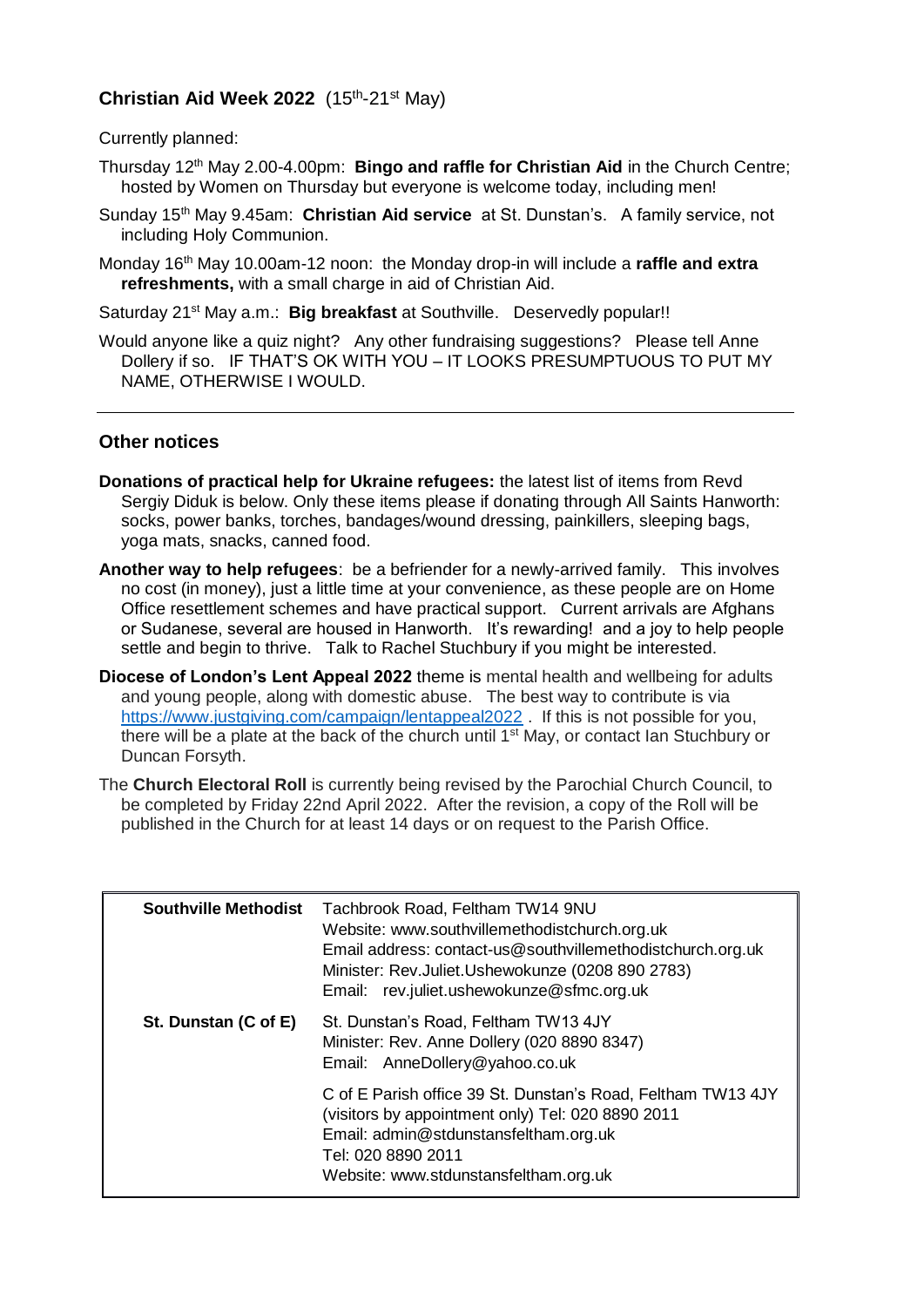## **Christian Aid Week 2022** (15th-21st May)

Currently planned:

Thursday 12th May 2.00-4.00pm: **Bingo and raffle for Christian Aid** in the Church Centre; hosted by Women on Thursday but everyone is welcome today, including men!

Sunday 15th May 9.45am: **Christian Aid service** at St. Dunstan's. A family service, not including Holy Communion.

Monday 16th May 10.00am-12 noon: the Monday drop-in will include a **raffle and extra refreshments,** with a small charge in aid of Christian Aid.

Saturday 21st May a.m.: **Big breakfast** at Southville. Deservedly popular!!

Would anyone like a quiz night? Any other fundraising suggestions? Please tell Anne Dollery if so. IF THAT'S OK WITH YOU – IT LOOKS PRESUMPTUOUS TO PUT MY NAME, OTHERWISE I WOULD.

---

## **Other notices**

**Donations of practical help for Ukraine refugees:** the latest list of items from Revd Sergiy Diduk is below. Only these items please if donating through All Saints Hanworth: socks, power banks, torches, bandages/wound dressing, painkillers, sleeping bags, yoga mats, snacks, canned food.

**Another way to help refugees**: be a befriender for a newly-arrived family. This involves no cost (in money), just a little time at your convenience, as these people are on Home Office resettlement schemes and have practical support. Current arrivals are Afghans or Sudanese, several are housed in Hanworth. It's rewarding! and a joy to help people settle and begin to thrive. Talk to Rachel Stuchbury if you might be interested.

**Diocese of London's Lent Appeal 2022** theme is mental health and wellbeing for adults and young people, along with domestic abuse. The best way to contribute is via https://www.justgiving.com/campaign/lentappeal2022 . If this is not possible for you, there will be a plate at the back of the church until 1st May, or contact Ian Stuchbury or Duncan Forsyth.

The **Church Electoral Roll** is currently being revised by the Parochial Church Council, to be completed by Friday 22nd April 2022. After the revision, a copy of the Roll will be published in the Church for at least 14 days or on request to the Parish Office.

| | |
|---|---|
| **Southville Methodist** | Tachbrook Road, Feltham TW14 9NU<br>Website: www.southvillemethodistchurch.org.uk<br>Email address: contact-us@southvillemethodistchurch.org.uk<br>Minister: Rev.Juliet.Ushewokunze (0208 890 2783)<br>Email: rev.juliet.ushewokunze@sfmc.org.uk |
| **St. Dunstan (C of E)** | St. Dunstan's Road, Feltham TW13 4JY<br>Minister: Rev. Anne Dollery (020 8890 8347)<br>Email: AnneDollery@yahoo.co.uk |
| | C of E Parish office 39 St. Dunstan's Road, Feltham TW13 4JY (visitors by appointment only) Tel: 020 8890 2011<br>Email: admin@stdunstansfeltham.org.uk<br>Tel: 020 8890 2011<br>Website: www.stdunstansfeltham.org.uk |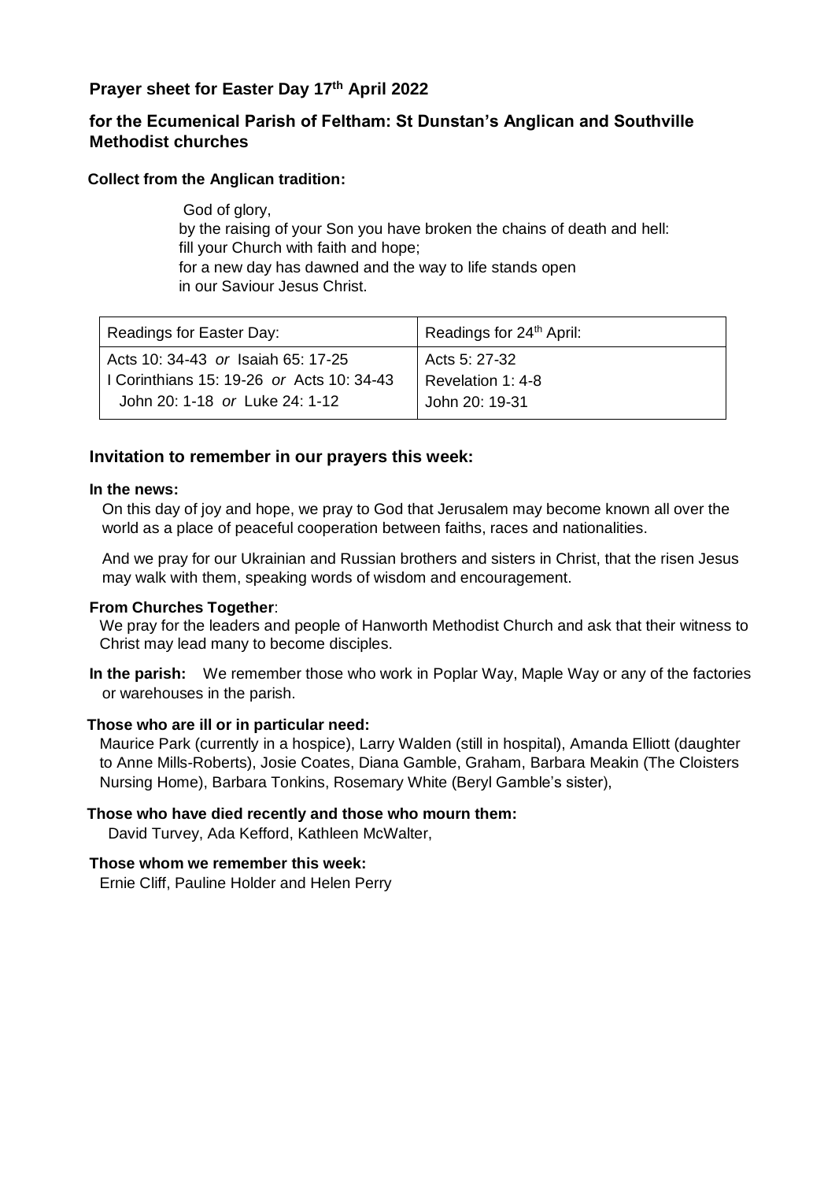**Prayer sheet for Easter Day 17th April 2022**

**for the Ecumenical Parish of Feltham: St Dunstan's Anglican and Southville Methodist churches**

**Collect from the Anglican tradition:**

God of glory,
by the raising of your Son you have broken the chains of death and hell:
fill your Church with faith and hope;
for a new day has dawned and the way to life stands open
in our Saviour Jesus Christ.

| Readings for Easter Day: | Readings for 24th April: |
|---|---|
| Acts 10: 34-43 *or* Isaiah 65: 17-25<br>I Corinthians 15: 19-26 *or* Acts 10: 34-43<br>John 20: 1-18 *or* Luke 24: 1-12 | Acts 5: 27-32<br>Revelation 1: 4-8<br>John 20: 19-31 |

**Invitation to remember in our prayers this week:**

**In the news:**

On this day of joy and hope, we pray to God that Jerusalem may become known all over the world as a place of peaceful cooperation between faiths, races and nationalities.

And we pray for our Ukrainian and Russian brothers and sisters in Christ, that the risen Jesus may walk with them, speaking words of wisdom and encouragement.

**From Churches Together**:

We pray for the leaders and people of Hanworth Methodist Church and ask that their witness to Christ may lead many to become disciples.

**In the parish:** We remember those who work in Poplar Way, Maple Way or any of the factories or warehouses in the parish.

**Those who are ill or in particular need:**

Maurice Park (currently in a hospice), Larry Walden (still in hospital), Amanda Elliott (daughter to Anne Mills-Roberts), Josie Coates, Diana Gamble, Graham, Barbara Meakin (The Cloisters Nursing Home), Barbara Tonkins, Rosemary White (Beryl Gamble's sister),

**Those who have died recently and those who mourn them:**

David Turvey, Ada Kefford, Kathleen McWalter,

**Those whom we remember this week:**

Ernie Cliff, Pauline Holder and Helen Perry